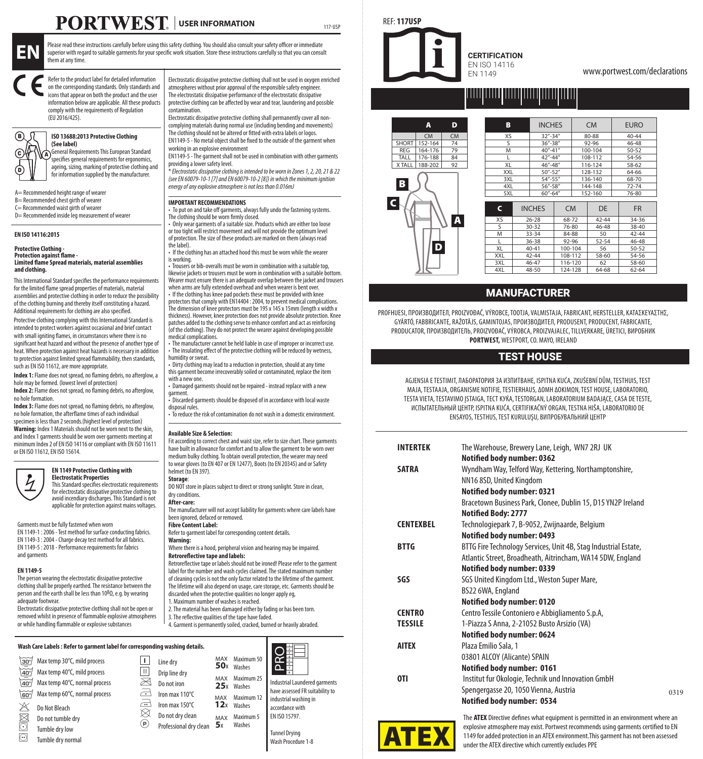# PORTWEST USER INFORMATION

117-USP

**EN**

Please read these instructions carefully before using this safety clothing. You should also consult your safety officer or immediate superior with regard to suitable garments for your specific work situation. Store these instructions carefully so that you can consult them at any time.

Refer to the product label for detailed information on the corresponding standards. Only standards and icons that appear on both the product and the user information below are applicable. All these products comply with the requirements of Regulation (EU 2016/425).

### ISO 13688:2013 Protective Clothing (See label)

General Requirements This European Standard specifies general requirements for ergonomics, ageing, sizing, marking of protective clothing and for information supplied by the manufacturer.

A= Recommended height range of wearer
B= Recommended chest girth of wearer
C= Recommended waist girth of wearer
D= Recommended inside leg measurement of wearer

### EN ISO 14116:2015

**Protective Clothing - Protection against flame - Limited flame Spread materials, material assemblies and clothing.**

This International Standard specifies the performance requirements for the limited flame spread properties of materials, material assemblies and protective clothing in order to reduce the possibility of the clothing burning and thereby itself constituting a hazard. Additional requirements for clothing are also specified.

Protective clothing complying with this International Standard is intended to protect workers against occasional and brief contact with small igniting flames, in circumstances where there is no significant heat hazard and without the presence of another type of heat. When protection against heat hazards is necessary in addition to protection against limited spread flammability, then standards, such as EN ISO 11612, are more appropriate.

**Index 1:** Flame does not spread, no flaming debris, no afterglow, a hole may be formed. (lowest level of protection)
**Index 2:** Flame does not spread, no flaming debris, no afterglow, no hole formation.
**Index 3:** Flame does not spread, no flaming debris, no afterglow, no hole formation, the afterflame times of each individual specimen is less than 2 seconds.(highest level of protection)
**Warning:** Index 1 Materials should not be worn next to the skin, and Index 1 garments should be worn over garments meeting at minimum Index 2 of EN ISO 14116 or compliant with EN ISO 11611 or EN ISO 11612, EN ISO 15614.

### EN 1149 Protective Clothing with Electrostatic Properties

This Standard specifies electrostatic requirements for electrostatic dissipative protective clothing to avoid incendiary discharges. This Standard is not applicable for protection against mains voltages.

Garments must be fully fastened when worn
EN 1149-1 : 2006 - Test method for surface conducting fabrics.
EN 1149-3 : 2004 - Charge decay test method for all fabrics.
EN 1149-5 : 2018 - Performance requirements for fabrics and garments

### EN 1149-5

The person wearing the electrostatic dissipative protective clothing shall be properly earthed. The resistance between the person and the earth shall be less than $10^8\Omega$, e.g. by wearing adequate footwear.
Electrostatic dissipative protective clothing shall not be open or removed whilst in presence of flammable explosive atmospheres or while handling flammable or explosive substances

Electrostatic dissipative protective clothing shall not be used in oxygen enriched atmospheres without prior approval of the responsible safety engineer.
The electrostatic dissipative performance of the electrostatic dissipative protective clothing can be affected by wear and tear, laundering and possible contamination.
Electrostatic dissipative protective clothing shall permanently cover all non-complying materials during normal use (including bending and movements)
The clothing should not be altered or fitted with extra labels or logos.
EN1149-5 - No metal object shall be fixed to the outside of the garment when working in an explosive environment
EN1149-5 - The garment shall not be used in combination with other garments providing a lower safety level.
*\* Electrostatic dissipative clothing is intended to be worn in Zones 1, 2, 20, 21 & 22 (see EN 60079-10-1 [7] and EN 60079-10-2 [8]) in which the minimum ignition energy of any explosive atmosphere is not less than 0.016mJ*

### IMPORTANT RECOMMENDATIONS

- To put on and take off garments, always fully undo the fastening systems. The clothing should be worn firmly closed.
- Only wear garments of a suitable size. Products which are either too loose or too tight will restrict movement and will not provide the optimum level of protection. The size of these products are marked on them (always read the label).
- If the clothing has an attached hood this must be worn while the wearer is working.
- Trousers or bib-overalls must be worn in combination with a suitable top, likewise jackets or trousers must be worn in combination with a suitable bottom. Wearer must ensure there is an adequate overlap between the jacket and trousers when arms are fully extended overhead and when wearer is bent over.
- If the clothing has knee pad pockets these must be provided with knee protectors that comply with EN14404 : 2004, to prevent medical complications. The dimension of knee protectors must be 195 x 145 x 15mm (length x width x thickness). However, knee protection does not provide absolute protection. Knee patches added to the clothing serve to enhance comfort and act as reinforcing (of the clothing). They do not protect the wearer against developing possible medical complications.
- The manufacturer cannot be held liable in case of improper or incorrect use.
- The insulating effect of the protective clothing will be reduced by wetness, humidity or sweat.
- Dirty clothing may lead to a reduction in protection, should at any time this garment become irrecoverably soiled or contaminated, replace the item with a new one.
- Damaged garments should not be repaired - instead replace with a new garment.
- Discarded garments should be disposed of in accordance with local waste disposal rules.
- To reduce the risk of contamination do not wash in a domestic environment.

**Available Size & Selection:**
Fit according to correct chest and waist size, refer to size chart. These garments have built in allowance for comfort and to allow the garment to be worn over medium bulky clothing. To obtain overall protection, the wearer may need to wear gloves (to EN 407 or EN 12477), Boots (to EN 20345) and or Safety helmet (to EN 397).

**Storage**:
DO NOT store in places subject to direct or strong sunlight. Store in clean, dry conditions.

**After-care:**
The manufacturer will not accept liability for garments where care labels have been ignored, defaced or removed.

**Fibre Content Label:**
Refer to garment label for corresponding content details.

**Warning:**
Where there is a hood, peripheral vision and hearing may be impaired.

**Retroreflective tape and labels:**
Retroreflective tape or labels should not be ironed! Please refer to the garment label for the number and wash cycles claimed. The stated maximum number of cleaning cycles is not the only factor related to the lifetime of the garment. The lifetime will also depend on usage, care storage, etc. Garments should be discarded when the protective qualities no longer apply eg,
1. Maximum number of washes is reached.
2. The material has been damaged either by fading or has been torn.
3. The reflective qualities of the tape have faded.
4. Garment is permanently soiled, cracked, burned or heavily abraded.

**Wash Care Labels : Refer to garment label for corresponding washing details.**

- Max temp 30°C, mild process
- Max temp 40°C, mild process
- Max temp 40°C, normal process
- Max temp 60°C, normal process
- Do Not Bleach
- Do not tumble dry
- Tumble dry low
- Tumble dry normal
- Line dry
- Drip line dry
- Do not iron
- Iron max 110°C
- Iron max 150°C
- Do not dry clean
- Professional dry clean
- MAX 50x Maximum 50 Washes
- MAX 25x Maximum 25 Washes
- MAX 12x Maximum 12 Washes
- MAX 5x Maximum 5 Washes

Industrial Laundered garments have assessed FR suitability in industrial washing in accordance with EN ISO 15797.

Tunnel Drying Wash Procedure 1-8

REF: **117USP**

**CERTIFICATION**
EN ISO 14116
EN 1149

www.portwest.com/declarations

| | A | D |
|---|---|---|
| | CM | CM |
| SHORT | 152-164 | 74 |
| REG | 164-176 | 79 |
| TALL | 176-188 | 84 |
| X TALL | 188-202 | 92 |

| B | INCHES | CM | EURO |
|---|---|---|---|
| XS | 32"-34" | 80-88 | 40-44 |
| S | 36"-38" | 92-96 | 46-48 |
| M | 40"-41" | 100-104 | 50-52 |
| L | 42"-44" | 108-112 | 54-56 |
| XL | 46"-48" | 116-124 | 58-62 |
| XXL | 50"-52" | 128-132 | 64-66 |
| 3XL | 54"-55" | 136-140 | 68-70 |
| 4XL | 56"-58" | 144-148 | 72-74 |
| 5XL | 60"-64" | 152-160 | 76-80 |

| C | INCHES | CM | DE | FR |
|---|---|---|---|---|
| XS | 26-28 | 68-72 | 42-44 | 34-36 |
| S | 30-32 | 76-80 | 46-48 | 38-40 |
| M | 33-34 | 84-88 | 50 | 42-44 |
| L | 36-38 | 92-96 | 52-54 | 46-48 |
| XL | 40-41 | 100-104 | 56 | 50-52 |
| XXL | 42-44 | 108-112 | 58-60 | 54-56 |
| 3XL | 46-47 | 116-120 | 62 | 58-60 |
| 4XL | 48-50 | 124-128 | 64-68 | 62-64 |

## MANUFACTURER

PROFHUESI, ПРОИЗВОДИТЕЛ, PROIZVOĐAČ, VÝROBCE, TOOTJA, VALMISTAJA, FABRICANT, HERSTELLER, ΚΑΤΑΣΚΕΥΑΣΤΗΣ, GYÁRTÓ, FABBRICANTE, RAŽOTĀJS, GAMINTOJAS, ПРОИЗВОДИТЕЛ, PRODUSENT, PRODUCENT, FABRICANTE, PRODUCATOR, ПРОИЗВОДИТЕЛЬ, PROIZVOĐAČ, VÝROBCA, PROIZVAJALEC, TILLVERKARE, ÜRETICI, ВИРОБНИК
**PORTWEST,** WESTPORT, CO. MAYO, IRELAND

## TEST HOUSE

AGJENSIA E TESTIMIT, ЛАБОРАТОРИЯ ЗА ИЗПИТВАНЕ, ISPITNA KUĆA, ZKUŠEBNÍ DŮM, TESTHUIS, TEST MAJA, TESTAAJA, ORGANISME NOTIFIE, TESTIERHAUS, ΔΟΜΗ ΔΟΚΙΜΩΝ, TEST HOUSE, LABORATORIO, TESTA VIETA, TESTAVIMO ĮSTAIGA, ТЕСТ КУЌА, TESTORGAN, LABORATORIUM BADAJĄCE, CASA DE TESTE, ИСПЫТАТЕЛЬНЫЙ ЦЕНТР, ISPITNA KUĆA, CERTIFIKAČNÝ ORGAN, TESTNA HIŠA, LABORATORIO DE ENSAYOS, TESTHUS, TEST KURULUŞU, ВИПРОБУВАЛЬНИЙ ЦЕНТР

| | |
|---|---|
| **INTERTEK** | The Warehouse, Brewery Lane, Leigh, WN7 2RJ UK<br>**Notified body number: 0362** |
| **SATRA** | Wyndham Way, Telford Way, Kettering, Northamptonshire, NN16 8SD, United Kingdom<br>**Notified body number: 0321**<br>Bracetown Business Park, Clonee, Dublin 15, D15 YN2P Ireland<br>**Notified Body: 2777** |
| **CENTEXBEL** | Technologiepark 7, B-9052, Zwijnaarde, Belgium<br>**Notified body number: 0493** |
| **BTTG** | BTTG Fire Technology Services, Unit 4B, Stag Industrial Estate, Atlantic Street, Broadheath, Aitrincham, WA14 5DW, England<br>**Notified body number: 0339** |
| **SGS** | SGS United Kingdom Ltd., Weston Super Mare, BS22 6WA, England<br>**Notified body number: 0120** |
| **CENTRO TESSILE** | Centro Tessile Contoniero e Abbigliamento S.p.A, 1-Piazza S Anna, 2-21052 Busto Arsizio (VA)<br>**Notified body number: 0624** |
| **AITEX** | Plaza Emilio Sala, 1<br>03801 ALCOY (Alicante) SPAIN<br>**Notified body number: 0161** |
| **OTI** | Institut fur Okologie, Technik und Innovation GmbH<br>Spengergasse 20, 1050 Vienna, Austria<br>**Notified body number: 0534** |

0319

**ATEX**

The **ATEX** Directive defines what equipment is permitted in an environment where an explosive atmosphere may exist. Portwest recommends using garments certified to EN 1149 for added protection in an ATEX environment.This garment has not been assessed under the ATEX directive which currently excludes PPE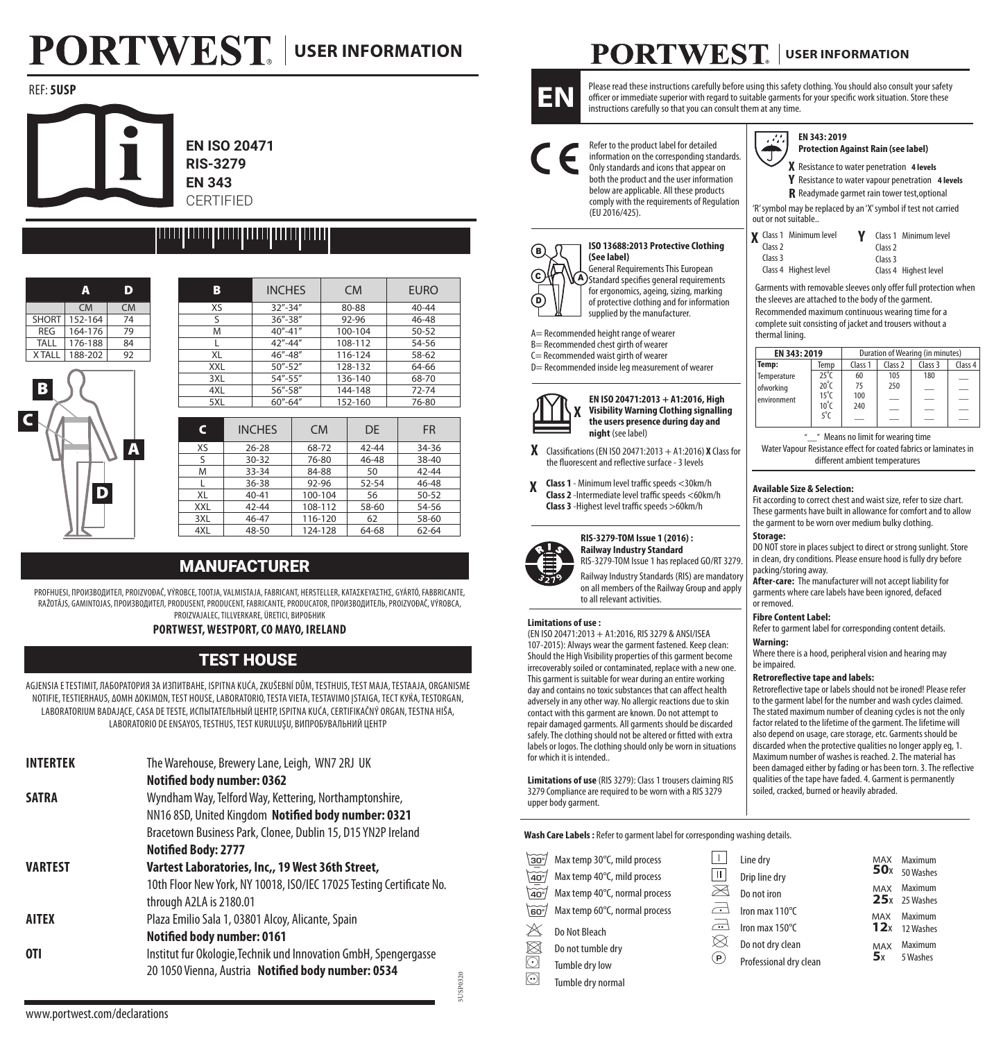# PORTWEST | USER INFORMATION

REF: **5USP**

**EN ISO 20471**
**RIS-3279**
**EN 343**
CERTIFIED

| | A | D |
|---|---|---|
| | CM | CM |
| SHORT | 152-164 | 74 |
| REG | 164-176 | 79 |
| TALL | 176-188 | 84 |
| X TALL | 188-202 | 92 |

| B | INCHES | CM | EURO |
|---|---|---|---|
| XS | 32"-34" | 80-88 | 40-44 |
| S | 36"-38" | 92-96 | 46-48 |
| M | 40"-41" | 100-104 | 50-52 |
| L | 42"-44" | 108-112 | 54-56 |
| XL | 46"-48" | 116-124 | 58-62 |
| XXL | 50"-52" | 128-132 | 64-66 |
| 3XL | 54"-55" | 136-140 | 68-70 |
| 4XL | 56"-58" | 144-148 | 72-74 |
| 5XL | 60"-64" | 152-160 | 76-80 |

| C | INCHES | CM | DE | FR |
|---|---|---|---|---|
| XS | 26-28 | 68-72 | 42-44 | 34-36 |
| S | 30-32 | 76-80 | 46-48 | 38-40 |
| M | 33-34 | 84-88 | 50 | 42-44 |
| L | 36-38 | 92-96 | 52-54 | 46-48 |
| XL | 40-41 | 100-104 | 56 | 50-52 |
| XXL | 42-44 | 108-112 | 58-60 | 54-56 |
| 3XL | 46-47 | 116-120 | 62 | 58-60 |
| 4XL | 48-50 | 124-128 | 64-68 | 62-64 |

## MANUFACTURER

PROFHUESI, ПРОИЗВОДИТЕЛ, PROIZVOĐAČ, VÝROBCE, TOOTJA, VALMISTAJA, FABRICANT, HERSTELLER, ΚΑΤΑΣΚΕΥΑΣΤΗΣ, GYÁRTÓ, FABBRICANTE, RAŽOTĀJS, GAMINTOJAS, ПРОИЗВОДИТЕЛ, PRODUSENT, PRODUCENT, FABRICANTE, PRODUCATOR, ПРОИЗВОДИТЕЛЬ, PROIZVOĐAČ, VÝROBCA, PROIZVAJALEC, TILLVERKARE, ÜRETICI, ВИРОБНИК

**PORTWEST, WESTPORT, CO MAYO, IRELAND**

## TEST HOUSE

AGJENSIA E TESTIMIT, ЛАБОРАТОРИЯ ЗА ИЗПИТВАНЕ, ISPITNA KUĆA, ZKUŠEBNÍ DŮM, TESTHUIS, TEST MAJA, TESTAAJA, ORGANISME NOTIFIE, TESTIERHAUS, ΔΟΜΗ ΔΟΚΙΜΩΝ, TEST HOUSE, LABORATORIO, TESTA VIETA, TESTAVIMO ĮSTAIGA, ТЕСТ КУЌА, TESTORGAN, LABORATORIUM BADAJĄCE, CASA DE TESTE, ИСПЫТАТЕЛЬНЫЙ ЦЕНТР, ISPITNA KUĆA, CERTIFIKAČNÝ ORGAN, TESTNA HIŠA, LABORATORIO DE ENSAYOS, TESTHUS, TEST KURULUŞU, ВИПРОБУВАЛЬНИЙ ЦЕНТР

| | |
|---|---|
| **INTERTEK** | The Warehouse, Brewery Lane, Leigh, WN7 2RJ UK **Notified body number: 0362** |
| **SATRA** | Wyndham Way, Telford Way, Kettering, Northamptonshire, NN16 8SD, United Kingdom **Notified body number: 0321** Bracetown Business Park, Clonee, Dublin 15, D15 YN2P Ireland **Notified Body: 2777** |
| **VARTEST** | **Vartest Laboratories, Inc,, 19 West 36th Street,** 10th Floor New York, NY 10018, ISO/IEC 17025 Testing Certificate No. through A2LA is 2180.01 |
| **AITEX** | Plaza Emilio Sala 1, 03801 Alcoy, Alicante, Spain **Notified body number: 0161** |
| **OTI** | Institut fur Okologie,Technik und Innovation GmbH, Spengergasse 20 1050 Vienna, Austria **Notified body number: 0534** |

5USP0320

www.portwest.com/declarations

# PORTWEST | USER INFORMATION

**EN**

Please read these instructions carefully before using this safety clothing. You should also consult your safety officer or immediate superior with regard to suitable garments for your specific work situation. Store these instructions carefully so that you can consult them at any time.

Refer to the product label for detailed information on the corresponding standards. Only standards and icons that appear on both the product and the user information below are applicable. All these products comply with the requirements of Regulation (EU 2016/425).

**ISO 13688:2013 Protective Clothing (See label)**
General Requirements This European Standard specifies general requirements for ergonomics, ageing, sizing, marking of protective clothing and for information supplied by the manufacturer.

A= Recommended height range of wearer
B= Recommended chest girth of wearer
C= Recommended waist girth of wearer
D= Recommended inside leg measurement of wearer

**EN ISO 20471:2013 + A1:2016, High Visibility Warning Clothing signalling the users presence during day and night** (see label)

**X** Classifications (EN ISO 20471:2013 + A1:2016) **X** Class for the fluorescent and reflective surface - 3 levels

**X** **Class 1** - Minimum level traffic speeds <30km/h
**Class 2** -Intermediate level traffic speeds <60km/h
**Class 3** -Highest level traffic speeds >60km/h

**RIS-3279-TOM Issue 1 (2016) : Railway Industry Standard**
RIS-3279-TOM Issue 1 has replaced GO/RT 3279.
Railway Industry Standards (RIS) are mandatory on all members of the Railway Group and apply to all relevant activities.

**Limitations of use :**
(EN ISO 20471:2013 + A1:2016, RIS 3279 & ANSI/ISEA 107-2015): Always wear the garment fastened. Keep clean: Should the High Visibility properties of this garment become irrecoverably soiled or contaminated, replace with a new one. This garment is suitable for wear during an entire working day and contains no toxic substances that can affect health adversely in any other way. No allergic reactions due to skin contact with this garment are known. Do not attempt to repair damaged garments. All garments should be discarded safely. The clothing should not be altered or fitted with extra labels or logos. The clothing should only be worn in situations for which it is intended..

**Limitations of use** (RIS 3279): Class 1 trousers claiming RIS 3279 Compliance are required to be worn with a RIS 3279 upper body garment.

**EN 343: 2019**
**Protection Against Rain (see label)**

**X** Resistance to water penetration **4 levels**
**Y** Resistance to water vapour penetration **4 levels**
**R** Readymade garmet rain tower test,optional

'R' symbol may be replaced by an 'X' symbol if test not carried out or not suitable..

**X** Class 1 Minimum level
Class 2
Class 3
Class 4 Highest level

**Y** Class 1 Minimum level
Class 2
Class 3
Class 4 Highest level

Garments with removable sleeves only offer full protection when the sleeves are attached to the body of the garment.
Recommended maximum continuous wearing time for a complete suit consisting of jacket and trousers without a thermal lining.

| EN 343: 2019 | | Duration of Wearing (in minutes) | | | |
|---|---|---|---|---|---|
| **Temp:** | Temp | Class 1 | Class 2 | Class 3 | Class 4 |
| Temperature ofworking environment | 25°C | 60 | 105 | 180 | __ |
| | 20°C | 75 | 250 | __ | __ |
| | 15°C | 100 | __ | __ | __ |
| | 10°C | 240 | __ | __ | __ |
| | 5°C | __ | __ | __ | __ |

"__" Means no limit for wearing time
Water Vapour Resistance effect for coated fabrics or laminates in different ambient temperatures

**Available Size & Selection:**
Fit according to correct chest and waist size, refer to size chart. These garments have built in allowance for comfort and to allow the garment to be worn over medium bulky clothing.

**Storage:**
DO NOT store in places subject to direct or strong sunlight. Store in clean, dry conditions. Please ensure hood is fully dry before packing/storing away.

**After-care:** The manufacturer will not accept liability for garments where care labels have been ignored, defaced or removed.

**Fibre Content Label:**
Refer to garment label for corresponding content details.

**Warning:**
Where there is a hood, peripheral vision and hearing may be impaired.

**Retroreflective tape and labels:**
Retroreflective tape or labels should not be ironed! Please refer to the garment label for the number and wash cycles claimed. The stated maximum number of cleaning cycles is not the only factor related to the lifetime of the garment. The lifetime will also depend on usage, care storage, etc. Garments should be discarded when the protective qualities no longer apply eg, 1. Maximum number of washes is reached. 2. The material has been damaged either by fading or has been torn. 3. The reflective qualities of the tape have faded. 4. Garment is permanently soiled, cracked, burned or heavily abraded.

**Wash Care Labels :** Refer to garment label for corresponding washing details.

- Max temp 30°C, mild process
- Max temp 40°C, mild process
- Max temp 40°C, normal process
- Max temp 60°C, normal process
- Do Not Bleach
- Do not tumble dry
- Tumble dry low
- Tumble dry normal
- Line dry
- Drip line dry
- Do not iron
- Iron max 110°C
- Iron max 150°C
- Do not dry clean
- Professional dry clean
- MAX 50x Maximum 50 Washes
- MAX 25x Maximum 25 Washes
- MAX 12x Maximum 12 Washes
- MAX 5x Maximum 5 Washes